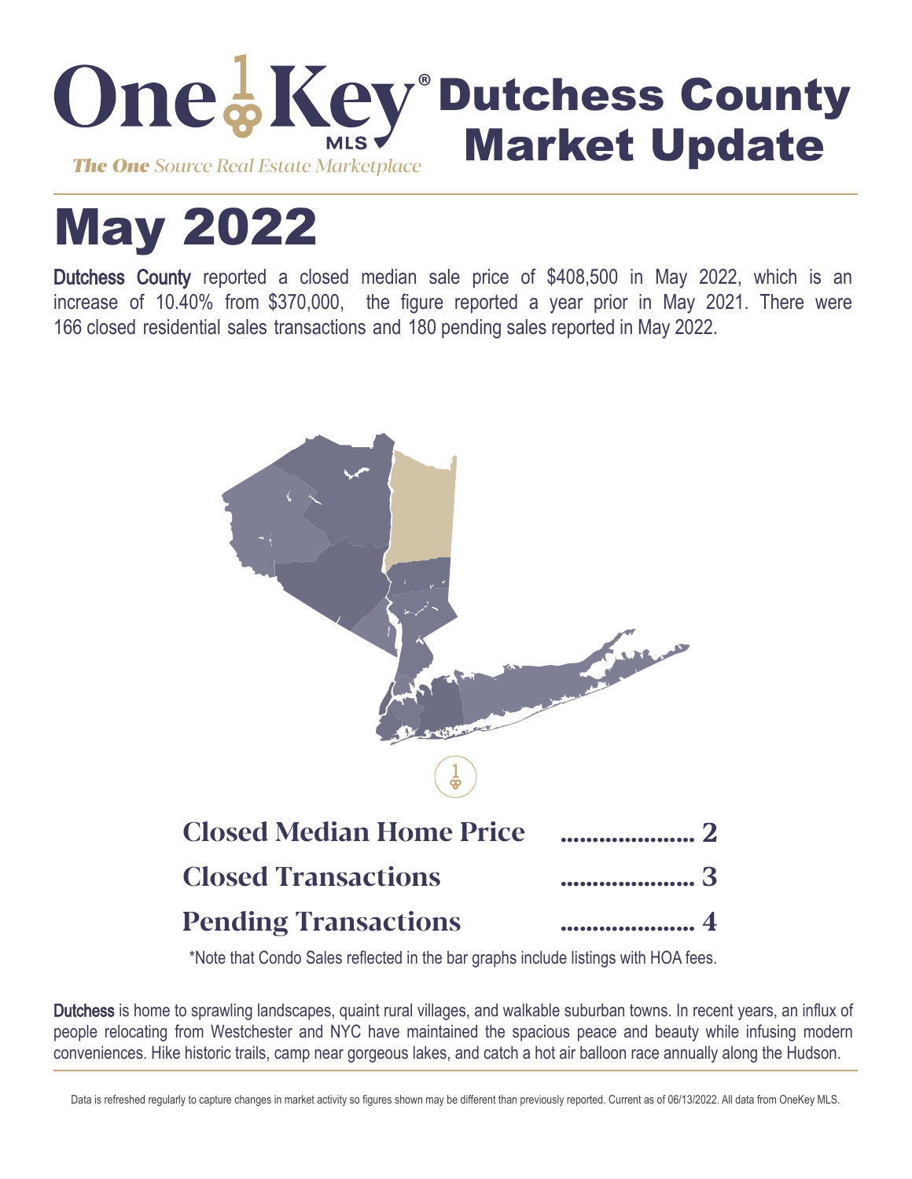# OneKey MLS — Dutchess County Market Update

*The One Source Real Estate Marketplace*

# May 2022

**Dutchess County** reported a closed median sale price of $408,500 in May 2022, which is an increase of 10.40% from $370,000, the figure reported a year prior in May 2021. There were 166 closed residential sales transactions and 180 pending sales reported in May 2022.

| | |
|---|---|
| **Closed Median Home Price** | 2 |
| **Closed Transactions** | 3 |
| **Pending Transactions** | 4 |

*Note that Condo Sales reflected in the bar graphs include listings with HOA fees.

**Dutchess** is home to sprawling landscapes, quaint rural villages, and walkable suburban towns. In recent years, an influx of people relocating from Westchester and NYC have maintained the spacious peace and beauty while infusing modern conveniences. Hike historic trails, camp near gorgeous lakes, and catch a hot air balloon race annually along the Hudson.

Data is refreshed regularly to capture changes in market activity so figures shown may be different than previously reported. Current as of 06/13/2022. All data from OneKey MLS.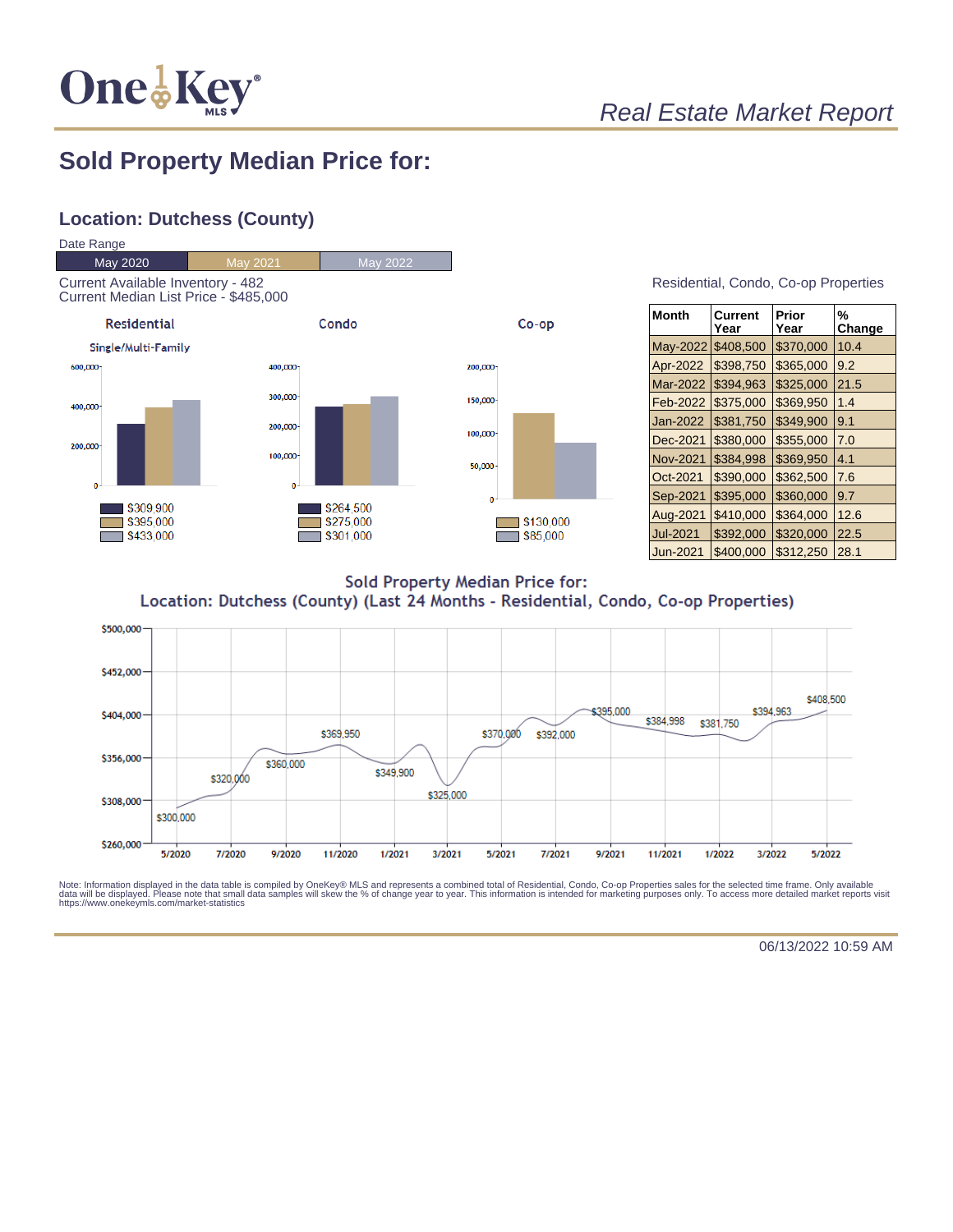Real Estate Market Report

# Sold Property Median Price for:

## Location: Dutchess (County)

Date Range

| May 2020 | May 2021 | May 2022 |
|---|---|---|

Current Available Inventory - 482
Current Median List Price - $485,000

**Residential** — Single/Multi-Family

- $309,900
- $395,000
- $433,000

**Condo**

- $264,500
- $275,000
- $301,000

**Co-op**

- $130,000
- $85,000

Residential, Condo, Co-op Properties

| Month | Current Year | Prior Year | % Change |
|---|---|---|---|
| May-2022 | $408,500 | $370,000 | 10.4 |
| Apr-2022 | $398,750 | $365,000 | 9.2 |
| Mar-2022 | $394,963 | $325,000 | 21.5 |
| Feb-2022 | $375,000 | $369,950 | 1.4 |
| Jan-2022 | $381,750 | $349,900 | 9.1 |
| Dec-2021 | $380,000 | $355,000 | 7.0 |
| Nov-2021 | $384,998 | $369,950 | 4.1 |
| Oct-2021 | $390,000 | $362,500 | 7.6 |
| Sep-2021 | $395,000 | $360,000 | 9.7 |
| Aug-2021 | $410,000 | $364,000 | 12.6 |
| Jul-2021 | $392,000 | $320,000 | 22.5 |
| Jun-2021 | $400,000 | $312,250 | 28.1 |

Sold Property Median Price for:
Location: Dutchess (County) (Last 24 Months - Residential, Condo, Co-op Properties)

| Month | Median Price |
|---|---|
| 5/2020 | $300,000 |
| 7/2020 | $320,000 |
| 9/2020 | $360,000 |
| 11/2020 | $369,950 |
| 1/2021 | $349,900 |
| 3/2021 | $325,000 |
| 5/2021 | $370,000 |
| 7/2021 | $392,000 |
| 9/2021 | $395,000 |
| 11/2021 | $384,998 |
| 1/2022 | $381,750 |
| 3/2022 | $394,963 |
| 5/2022 | $408,500 |

Note: Information displayed in the data table is compiled by OneKey® MLS and represents a combined total of Residential, Condo, Co-op Properties sales for the selected time frame. Only available data will be displayed. Please note that small data samples will skew the % of change year to year. This information is intended for marketing purposes only. To access more detailed market reports visit https://www.onekeymls.com/market-statistics

06/13/2022 10:59 AM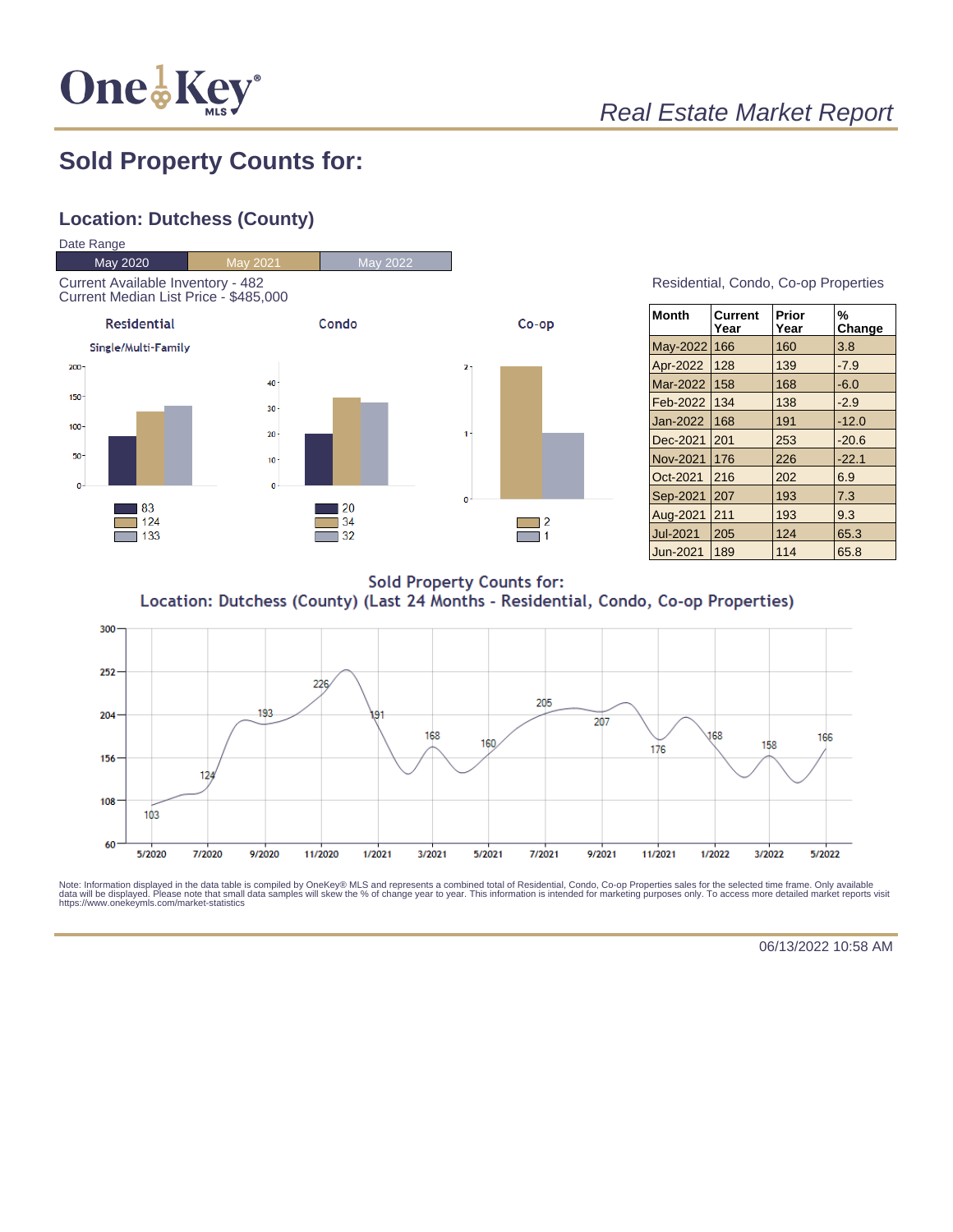# Sold Property Counts for:

## Location: Dutchess (County)

Date Range

| May 2020 | May 2021 | May 2022 |
|---|---|---|

Current Available Inventory - 482
Current Median List Price - $485,000

**Residential** (Single/Multi-Family)

- May 2020: 83
- May 2021: 124
- May 2022: 133

**Condo**

- May 2020: 20
- May 2021: 34
- May 2022: 32

**Co-op**

- May 2021: 2
- May 2022: 1

Residential, Condo, Co-op Properties

| Month | Current Year | Prior Year | % Change |
|---|---|---|---|
| May-2022 | 166 | 160 | 3.8 |
| Apr-2022 | 128 | 139 | -7.9 |
| Mar-2022 | 158 | 168 | -6.0 |
| Feb-2022 | 134 | 138 | -2.9 |
| Jan-2022 | 168 | 191 | -12.0 |
| Dec-2021 | 201 | 253 | -20.6 |
| Nov-2021 | 176 | 226 | -22.1 |
| Oct-2021 | 216 | 202 | 6.9 |
| Sep-2021 | 207 | 193 | 7.3 |
| Aug-2021 | 211 | 193 | 9.3 |
| Jul-2021 | 205 | 124 | 65.3 |
| Jun-2021 | 189 | 114 | 65.8 |

**Sold Property Counts for:**
**Location: Dutchess (County) (Last 24 Months - Residential, Condo, Co-op Properties)**

| Month | 5/2020 | 7/2020 | 9/2020 | 11/2020 | 1/2021 | 3/2021 | 5/2021 | 7/2021 | 9/2021 | 11/2021 | 1/2022 | 3/2022 | 5/2022 |
|---|---|---|---|---|---|---|---|---|---|---|---|---|---|
| Count | 103 | 124 | 193 | 226 | 191 | 168 | 160 | 205 | 207 | 176 | 168 | 158 | 166 |

Note: Information displayed in the data table is compiled by OneKey® MLS and represents a combined total of Residential, Condo, Co-op Properties sales for the selected time frame. Only available data will be displayed. Please note that small data samples will skew the % of change year to year. This information is intended for marketing purposes only. To access more detailed market reports visit https://www.onekeymls.com/market-statistics

06/13/2022 10:58 AM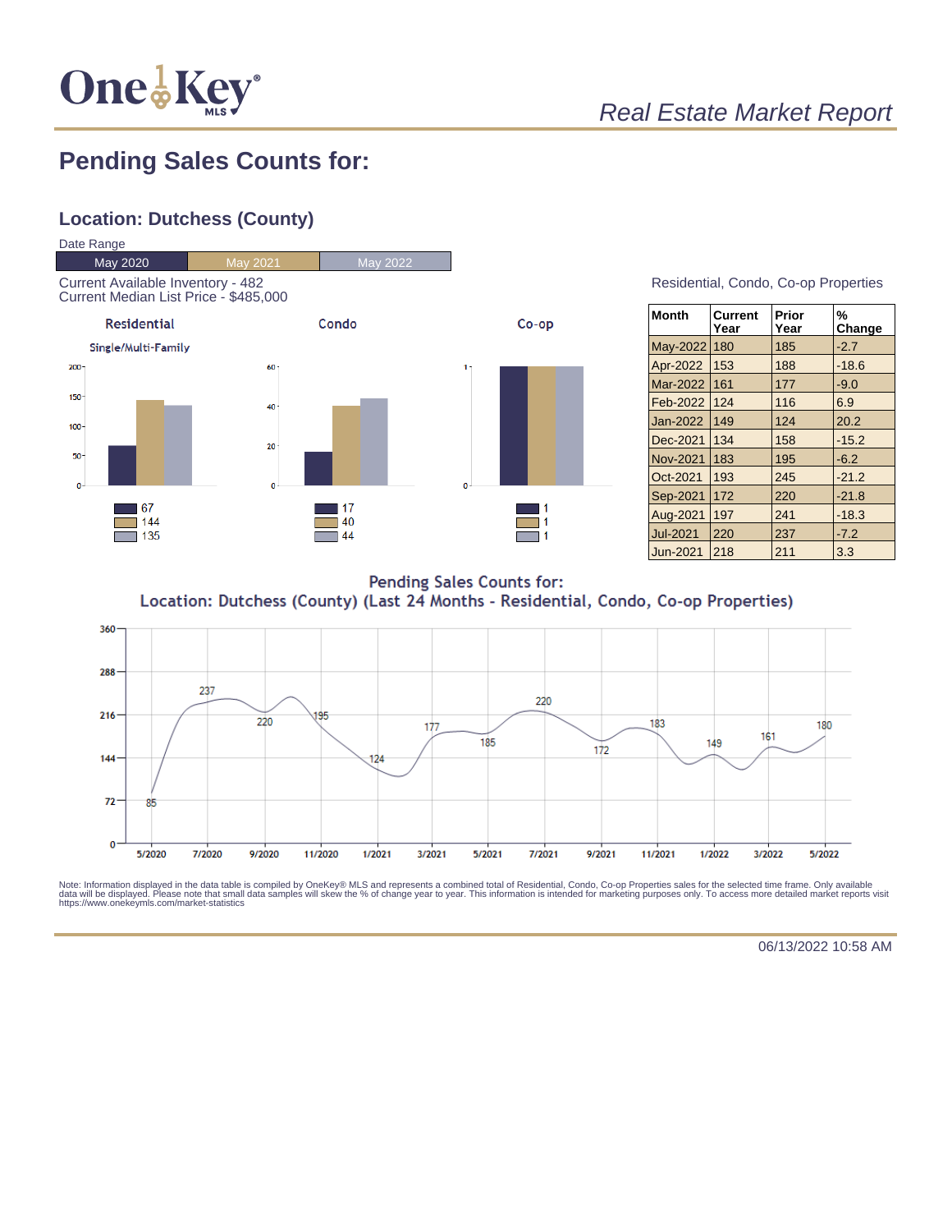*Real Estate Market Report*

# Pending Sales Counts for:

## Location: Dutchess (County)

Date Range

May 2020 | May 2021 | May 2022

Current Available Inventory - 482
Current Median List Price - $485,000

Residential
Single/Multi-Family

200
150
100
50
0

67
144
135

Condo

60
40
20
0

17
40
44

Co-op

1
0

1
1
1

Residential, Condo, Co-op Properties

| Month | Current Year | Prior Year | % Change |
|---|---|---|---|
| May-2022 | 180 | 185 | -2.7 |
| Apr-2022 | 153 | 188 | -18.6 |
| Mar-2022 | 161 | 177 | -9.0 |
| Feb-2022 | 124 | 116 | 6.9 |
| Jan-2022 | 149 | 124 | 20.2 |
| Dec-2021 | 134 | 158 | -15.2 |
| Nov-2021 | 183 | 195 | -6.2 |
| Oct-2021 | 193 | 245 | -21.2 |
| Sep-2021 | 172 | 220 | -21.8 |
| Aug-2021 | 197 | 241 | -18.3 |
| Jul-2021 | 220 | 237 | -7.2 |
| Jun-2021 | 218 | 211 | 3.3 |

Pending Sales Counts for:
Location: Dutchess (County) (Last 24 Months - Residential, Condo, Co-op Properties)

360
288
216
144
72
0

85
237
220
195
124
177
185
220
172
183
149
161
180

5/2020
7/2020
9/2020
11/2020
1/2021
3/2021
5/2021
7/2021
9/2021
11/2021
1/2022
3/2022
5/2022

Note: Information displayed in the data table is compiled by OneKey® MLS and represents a combined total of Residential, Condo, Co-op Properties sales for the selected time frame. Only available data will be displayed. Please note that small data samples will skew the % of change year to year. This information is intended for marketing purposes only. To access more detailed market reports visit https://www.onekeymls.com/market-statistics

06/13/2022 10:58 AM